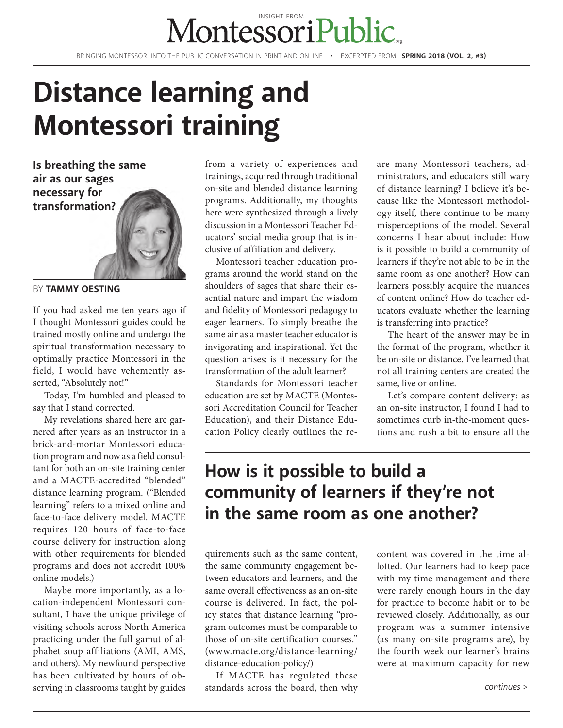# Distance learning and Montessori training

**Is breathing the same air as our sages necessary for transformation?**

BY **TAMMY OESTING**

If you had asked me ten years ago if I thought Montessori guides could be trained mostly online and undergo the spiritual transformation necessary to optimally practice Montessori in the field, I would have vehemently asserted, "Absolutely not!"

Today, I'm humbled and pleased to say that I stand corrected.

My revelations shared here are garnered after years as an instructor in a brick-and-mortar Montessori education program and now as a field consultant for both an on-site training center and a MACTE-accredited "blended" distance learning program. ("Blended learning" refers to a mixed online and face-to-face delivery model. MACTE requires 120 hours of face-to-face course delivery for instruction along with other requirements for blended programs and does not accredit 100% online models.)

Maybe more importantly, as a location-independent Montessori consultant, I have the unique privilege of visiting schools across North America practicing under the full gamut of alphabet soup affiliations (AMI, AMS, and others). My newfound perspective has been cultivated by hours of observing in classrooms taught by guides from a variety of experiences and trainings, acquired through traditional on-site and blended distance learning programs. Additionally, my thoughts here were synthesized through a lively discussion in a Montessori Teacher Educators' social media group that is inclusive of affiliation and delivery.

Montessori teacher education programs around the world stand on the shoulders of sages that share their essential nature and impart the wisdom and fidelity of Montessori pedagogy to eager learners. To simply breathe the same air as a master teacher educator is invigorating and inspirational. Yet the question arises: is it necessary for the transformation of the adult learner?

Standards for Montessori teacher education are set by MACTE (Montessori Accreditation Council for Teacher Education), and their Distance Education Policy clearly outlines the requirements such as the same content, the same community engagement between educators and learners, and the same overall effectiveness as an on-site course is delivered. In fact, the policy states that distance learning "program outcomes must be comparable to those of on-site certification courses." (www.macte.org/distance-learning/distance-education-policy/)

If MACTE has regulated these standards across the board, then why are many Montessori teachers, administrators, and educators still wary of distance learning? I believe it's because like the Montessori methodology itself, there continue to be many misperceptions of the model. Several concerns I hear about include: How is it possible to build a community of learners if they're not able to be in the same room as one another? How can learners possibly acquire the nuances of content online? How do teacher educators evaluate whether the learning is transferring into practice?

## How is it possible to build a community of learners if they're not in the same room as one another?

The heart of the answer may be in the format of the program, whether it be on-site or distance. I've learned that not all training centers are created the same, live or online.

Let's compare content delivery: as an on-site instructor, I found I had to sometimes curb in-the-moment questions and rush a bit to ensure all the content was covered in the time allotted. Our learners had to keep pace with my time management and there were rarely enough hours in the day for practice to become habit or to be reviewed closely. Additionally, as our program was a summer intensive (as many on-site programs are), by the fourth week our learner's brains were at maximum capacity for new

*continues >*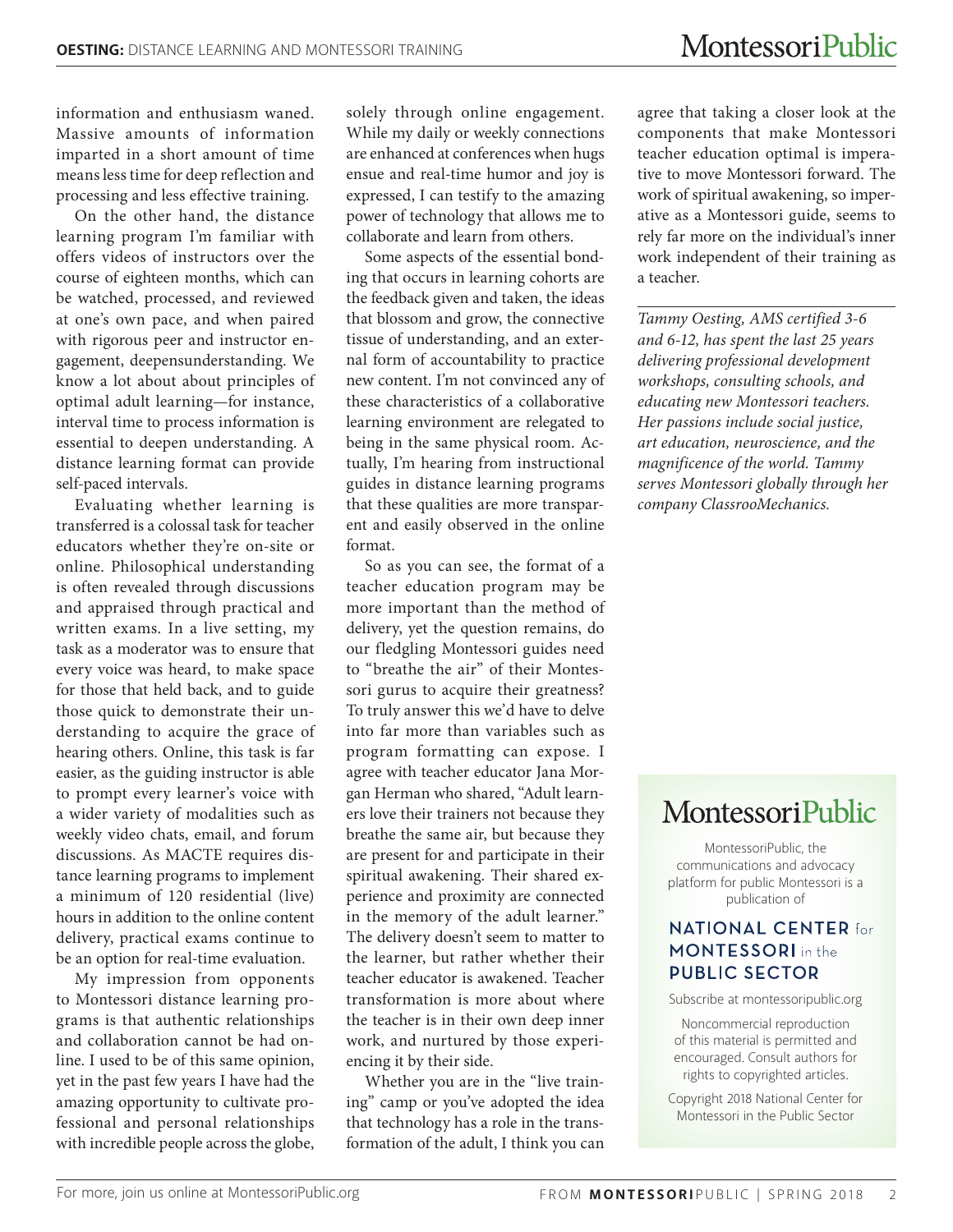information and enthusiasm waned. Massive amounts of information imparted in a short amount of time means less time for deep reflection and processing and less effective training.

On the other hand, the distance learning program I'm familiar with offers videos of instructors over the course of eighteen months, which can be watched, processed, and reviewed at one's own pace, and when paired with rigorous peer and instructor engagement, deepensunderstanding. We know a lot about about principles of optimal adult learning—for instance, interval time to process information is essential to deepen understanding. A distance learning format can provide self-paced intervals.

Evaluating whether learning is transferred is a colossal task for teacher educators whether they're on-site or online. Philosophical understanding is often revealed through discussions and appraised through practical and written exams. In a live setting, my task as a moderator was to ensure that every voice was heard, to make space for those that held back, and to guide those quick to demonstrate their understanding to acquire the grace of hearing others. Online, this task is far easier, as the guiding instructor is able to prompt every learner's voice with a wider variety of modalities such as weekly video chats, email, and forum discussions. As MACTE requires distance learning programs to implement a minimum of 120 residential (live) hours in addition to the online content delivery, practical exams continue to be an option for real-time evaluation.

My impression from opponents to Montessori distance learning programs is that authentic relationships and collaboration cannot be had online. I used to be of this same opinion, yet in the past few years I have had the amazing opportunity to cultivate professional and personal relationships with incredible people across the globe, solely through online engagement. While my daily or weekly connections are enhanced at conferences when hugs ensue and real-time humor and joy is expressed, I can testify to the amazing power of technology that allows me to collaborate and learn from others.

Some aspects of the essential bonding that occurs in learning cohorts are the feedback given and taken, the ideas that blossom and grow, the connective tissue of understanding, and an external form of accountability to practice new content. I'm not convinced any of these characteristics of a collaborative learning environment are relegated to being in the same physical room. Actually, I'm hearing from instructional guides in distance learning programs that these qualities are more transparent and easily observed in the online format.

So as you can see, the format of a teacher education program may be more important than the method of delivery, yet the question remains, do our fledgling Montessori guides need to "breathe the air" of their Montessori gurus to acquire their greatness? To truly answer this we'd have to delve into far more than variables such as program formatting can expose. I agree with teacher educator Jana Morgan Herman who shared, "Adult learners love their trainers not because they breathe the same air, but because they are present for and participate in their spiritual awakening. Their shared experience and proximity are connected in the memory of the adult learner." The delivery doesn't seem to matter to the learner, but rather whether their teacher educator is awakened. Teacher transformation is more about where the teacher is in their own deep inner work, and nurtured by those experiencing it by their side.

Whether you are in the "live training" camp or you've adopted the idea that technology has a role in the transformation of the adult, I think you can agree that taking a closer look at the components that make Montessori teacher education optimal is imperative to move Montessori forward. The work of spiritual awakening, so imperative as a Montessori guide, seems to rely far more on the individual's inner work independent of their training as a teacher.

*Tammy Oesting, AMS certified 3-6 and 6-12, has spent the last 25 years delivering professional development workshops, consulting schools, and educating new Montessori teachers. Her passions include social justice, art education, neuroscience, and the magnificence of the world. Tammy serves Montessori globally through her company ClassrooMechanics.*

## MontessoriPublic

MontessoriPublic, the communications and advocacy platform for public Montessori is a publication of

**NATIONAL CENTER for MONTESSORI in the PUBLIC SECTOR**

Subscribe at montessoripublic.org

Noncommercial reproduction of this material is permitted and encouraged. Consult authors for rights to copyrighted articles.

Copyright 2018 National Center for Montessori in the Public Sector